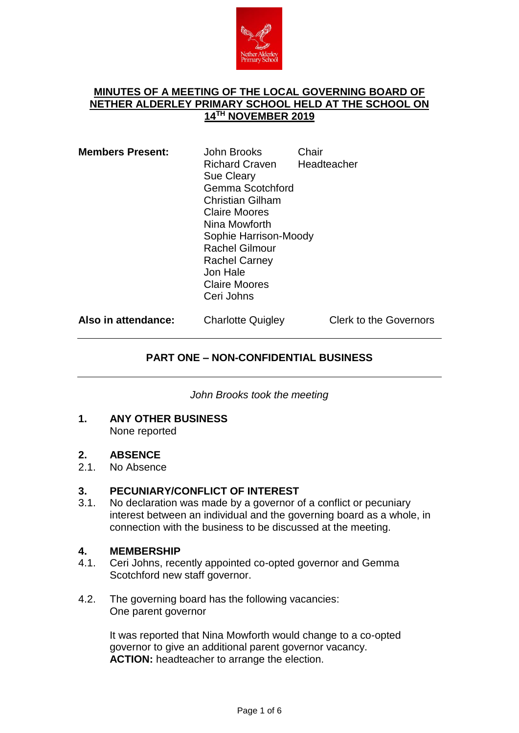# MINUTES OF A MEETING OF THE LOCAL GOVERNING BOARD OF NETHER ALDERLEY PRIMARY SCHOOL HELD AT THE SCHOOL ON 14TH NOVEMBER 2019

| | | |
|---|---|---|
| **Members Present:** | John Brooks | Chair |
| | Richard Craven | Headteacher |
| | Sue Cleary | |
| | Gemma Scotchford | |
| | Christian Gilham | |
| | Claire Moores | |
| | Nina Mowforth | |
| | Sophie Harrison-Moody | |
| | Rachel Gilmour | |
| | Rachel Carney | |
| | Jon Hale | |
| | Claire Moores | |
| | Ceri Johns | |
| **Also in attendance:** | Charlotte Quigley | Clerk to the Governors |

---

## PART ONE – NON-CONFIDENTIAL BUSINESS

---

*John Brooks took the meeting*

**1. ANY OTHER BUSINESS**

None reported

**2. ABSENCE**

2.1. No Absence

**3. PECUNIARY/CONFLICT OF INTEREST**

3.1. No declaration was made by a governor of a conflict or pecuniary interest between an individual and the governing board as a whole, in connection with the business to be discussed at the meeting.

**4. MEMBERSHIP**

4.1. Ceri Johns, recently appointed co-opted governor and Gemma Scotchford new staff governor.

4.2. The governing board has the following vacancies:
One parent governor

It was reported that Nina Mowforth would change to a co-opted governor to give an additional parent governor vacancy.
**ACTION:** headteacher to arrange the election.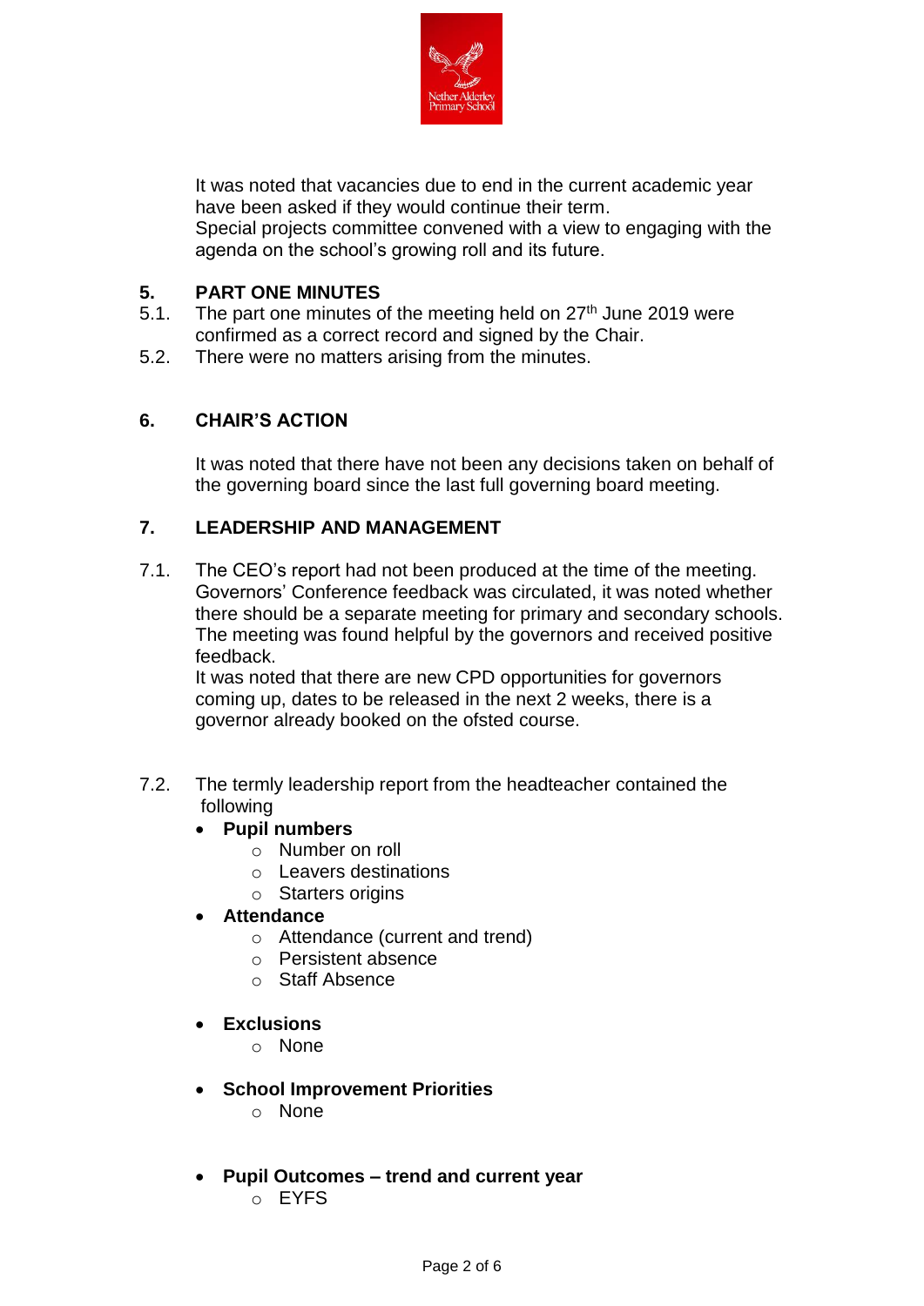It was noted that vacancies due to end in the current academic year have been asked if they would continue their term.
Special projects committee convened with a view to engaging with the agenda on the school's growing roll and its future.

## 5. PART ONE MINUTES

5.1. The part one minutes of the meeting held on 27th June 2019 were confirmed as a correct record and signed by the Chair.

5.2. There were no matters arising from the minutes.

## 6. CHAIR'S ACTION

It was noted that there have not been any decisions taken on behalf of the governing board since the last full governing board meeting.

## 7. LEADERSHIP AND MANAGEMENT

7.1. The CEO's report had not been produced at the time of the meeting. Governors' Conference feedback was circulated, it was noted whether there should be a separate meeting for primary and secondary schools. The meeting was found helpful by the governors and received positive feedback.
It was noted that there are new CPD opportunities for governors coming up, dates to be released in the next 2 weeks, there is a governor already booked on the ofsted course.

7.2. The termly leadership report from the headteacher contained the following

- **Pupil numbers**
  - Number on roll
  - Leavers destinations
  - Starters origins
- **Attendance**
  - Attendance (current and trend)
  - Persistent absence
  - Staff Absence
- **Exclusions**
  - None
- **School Improvement Priorities**
  - None
- **Pupil Outcomes – trend and current year**
  - EYFS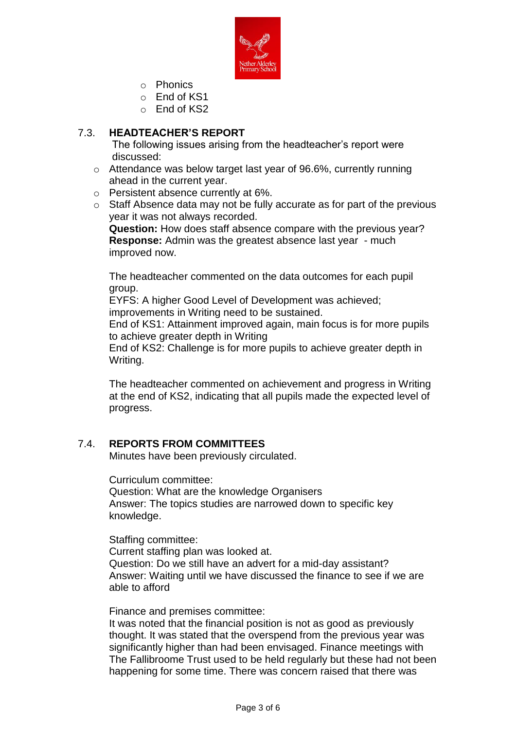- Phonics
- End of KS1
- End of KS2

## 7.3. HEADTEACHER'S REPORT

The following issues arising from the headteacher's report were discussed:

- Attendance was below target last year of 96.6%, currently running ahead in the current year.
- Persistent absence currently at 6%.
- Staff Absence data may not be fully accurate as for part of the previous year it was not always recorded.

**Question:** How does staff absence compare with the previous year?
**Response:** Admin was the greatest absence last year - much improved now.

The headteacher commented on the data outcomes for each pupil group.
EYFS: A higher Good Level of Development was achieved; improvements in Writing need to be sustained.
End of KS1: Attainment improved again, main focus is for more pupils to achieve greater depth in Writing
End of KS2: Challenge is for more pupils to achieve greater depth in Writing.

The headteacher commented on achievement and progress in Writing at the end of KS2, indicating that all pupils made the expected level of progress.

## 7.4. REPORTS FROM COMMITTEES

Minutes have been previously circulated.

Curriculum committee:
Question: What are the knowledge Organisers
Answer: The topics studies are narrowed down to specific key knowledge.

Staffing committee:
Current staffing plan was looked at.
Question: Do we still have an advert for a mid-day assistant?
Answer: Waiting until we have discussed the finance to see if we are able to afford

Finance and premises committee:
It was noted that the financial position is not as good as previously thought. It was stated that the overspend from the previous year was significantly higher than had been envisaged. Finance meetings with The Fallibroome Trust used to be held regularly but these had not been happening for some time. There was concern raised that there was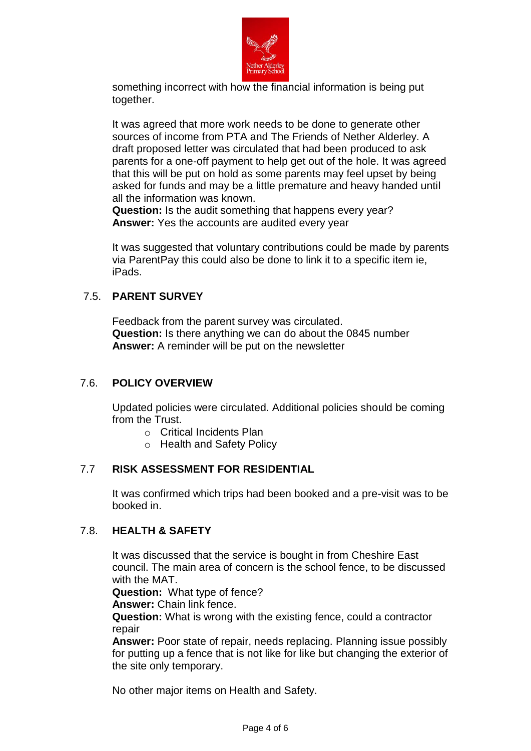something incorrect with how the financial information is being put together.

It was agreed that more work needs to be done to generate other sources of income from PTA and The Friends of Nether Alderley. A draft proposed letter was circulated that had been produced to ask parents for a one-off payment to help get out of the hole. It was agreed that this will be put on hold as some parents may feel upset by being asked for funds and may be a little premature and heavy handed until all the information was known.
**Question:** Is the audit something that happens every year?
**Answer:** Yes the accounts are audited every year

It was suggested that voluntary contributions could be made by parents via ParentPay this could also be done to link it to a specific item ie, iPads.

### 7.5. PARENT SURVEY

Feedback from the parent survey was circulated.
**Question:** Is there anything we can do about the 0845 number
**Answer:** A reminder will be put on the newsletter

### 7.6. POLICY OVERVIEW

Updated policies were circulated. Additional policies should be coming from the Trust.

- Critical Incidents Plan
- Health and Safety Policy

### 7.7 RISK ASSESSMENT FOR RESIDENTIAL

It was confirmed which trips had been booked and a pre-visit was to be booked in.

### 7.8. HEALTH & SAFETY

It was discussed that the service is bought in from Cheshire East council. The main area of concern is the school fence, to be discussed with the MAT.
**Question:** What type of fence?
**Answer:** Chain link fence.
**Question:** What is wrong with the existing fence, could a contractor repair
**Answer:** Poor state of repair, needs replacing. Planning issue possibly for putting up a fence that is not like for like but changing the exterior of the site only temporary.

No other major items on Health and Safety.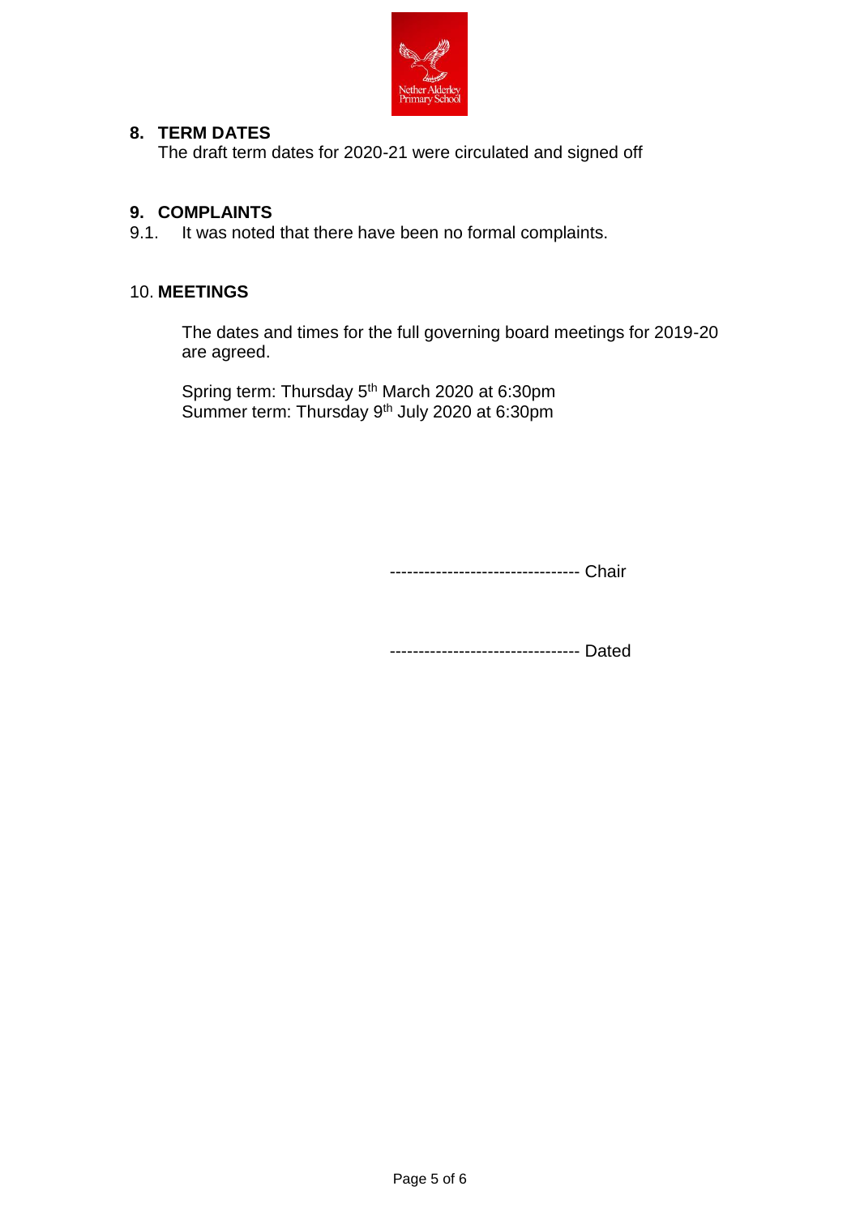## 8. TERM DATES

The draft term dates for 2020-21 were circulated and signed off

## 9. COMPLAINTS

9.1. It was noted that there have been no formal complaints.

## 10. MEETINGS

The dates and times for the full governing board meetings for 2019-20 are agreed.

Spring term: Thursday 5th March 2020 at 6:30pm
Summer term: Thursday 9th July 2020 at 6:30pm

-------------------------------- Chair

-------------------------------- Dated